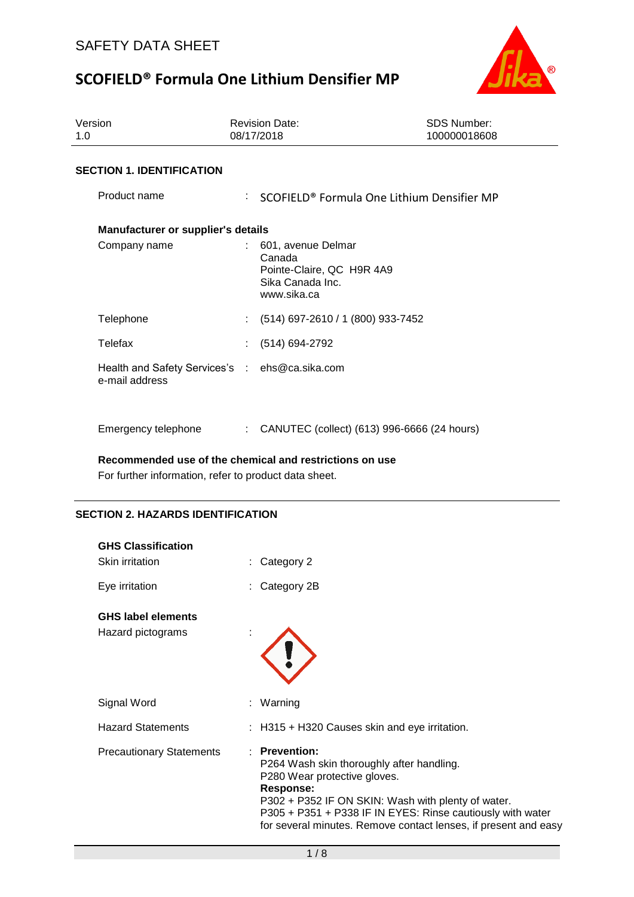# SAFETY DATA SHEET

# SCOFIELD® Formula One Lithium Densifier MP

| Version | Revision Date: | SDS Number: |
|---|---|---|
| 1.0 | 08/17/2018 | 100000018608 |

## SECTION 1. IDENTIFICATION

Product name : SCOFIELD® Formula One Lithium Densifier MP

**Manufacturer or supplier's details**

Company name : 601, avenue Delmar
Canada
Pointe-Claire, QC H9R 4A9
Sika Canada Inc.
www.sika.ca

Telephone : (514) 697-2610 / 1 (800) 933-7452

Telefax : (514) 694-2792

Health and Safety Services's e-mail address : ehs@ca.sika.com

Emergency telephone : CANUTEC (collect) (613) 996-6666 (24 hours)

**Recommended use of the chemical and restrictions on use**

For further information, refer to product data sheet.

## SECTION 2. HAZARDS IDENTIFICATION

**GHS Classification**

Skin irritation : Category 2

Eye irritation : Category 2B

**GHS label elements**

Hazard pictograms :

Signal Word : Warning

Hazard Statements : H315 + H320 Causes skin and eye irritation.

Precautionary Statements : **Prevention:**
P264 Wash skin thoroughly after handling.
P280 Wear protective gloves.
**Response:**
P302 + P352 IF ON SKIN: Wash with plenty of water.
P305 + P351 + P338 IF IN EYES: Rinse cautiously with water for several minutes. Remove contact lenses, if present and easy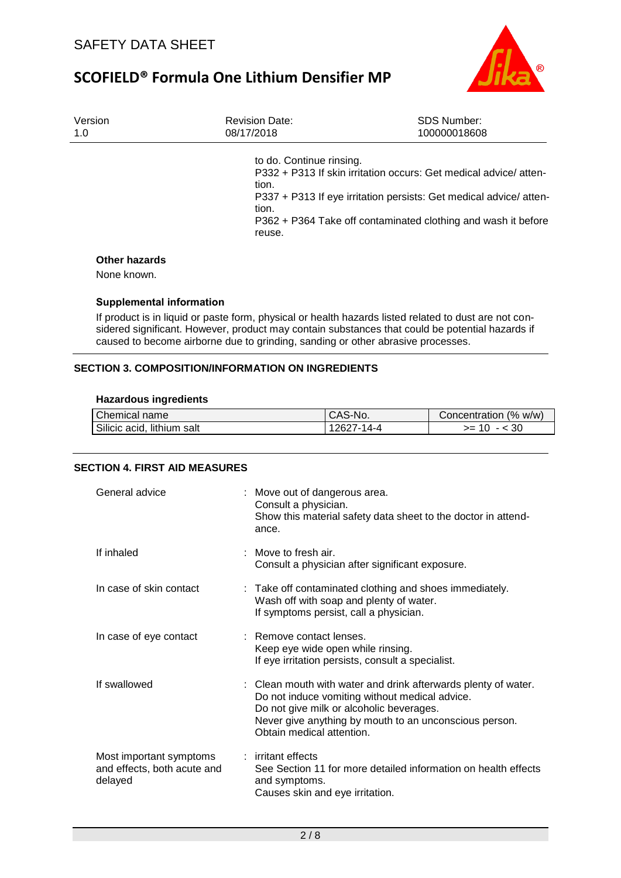to do. Continue rinsing.
P332 + P313 If skin irritation occurs: Get medical advice/ attention.
P337 + P313 If eye irritation persists: Get medical advice/ attention.
P362 + P364 Take off contaminated clothing and wash it before reuse.

**Other hazards**

None known.

**Supplemental information**

If product is in liquid or paste form, physical or health hazards listed related to dust are not considered significant. However, product may contain substances that could be potential hazards if caused to become airborne due to grinding, sanding or other abrasive processes.

## SECTION 3. COMPOSITION/INFORMATION ON INGREDIENTS

**Hazardous ingredients**

| Chemical name | CAS-No. | Concentration (% w/w) |
|---|---|---|
| Silicic acid, lithium salt | 12627-14-4 | >= 10 - < 30 |

## SECTION 4. FIRST AID MEASURES

General advice : Move out of dangerous area.
Consult a physician.
Show this material safety data sheet to the doctor in attendance.

If inhaled : Move to fresh air.
Consult a physician after significant exposure.

In case of skin contact : Take off contaminated clothing and shoes immediately.
Wash off with soap and plenty of water.
If symptoms persist, call a physician.

In case of eye contact : Remove contact lenses.
Keep eye wide open while rinsing.
If eye irritation persists, consult a specialist.

If swallowed : Clean mouth with water and drink afterwards plenty of water.
Do not induce vomiting without medical advice.
Do not give milk or alcoholic beverages.
Never give anything by mouth to an unconscious person.
Obtain medical attention.

Most important symptoms and effects, both acute and delayed : irritant effects
See Section 11 for more detailed information on health effects and symptoms.
Causes skin and eye irritation.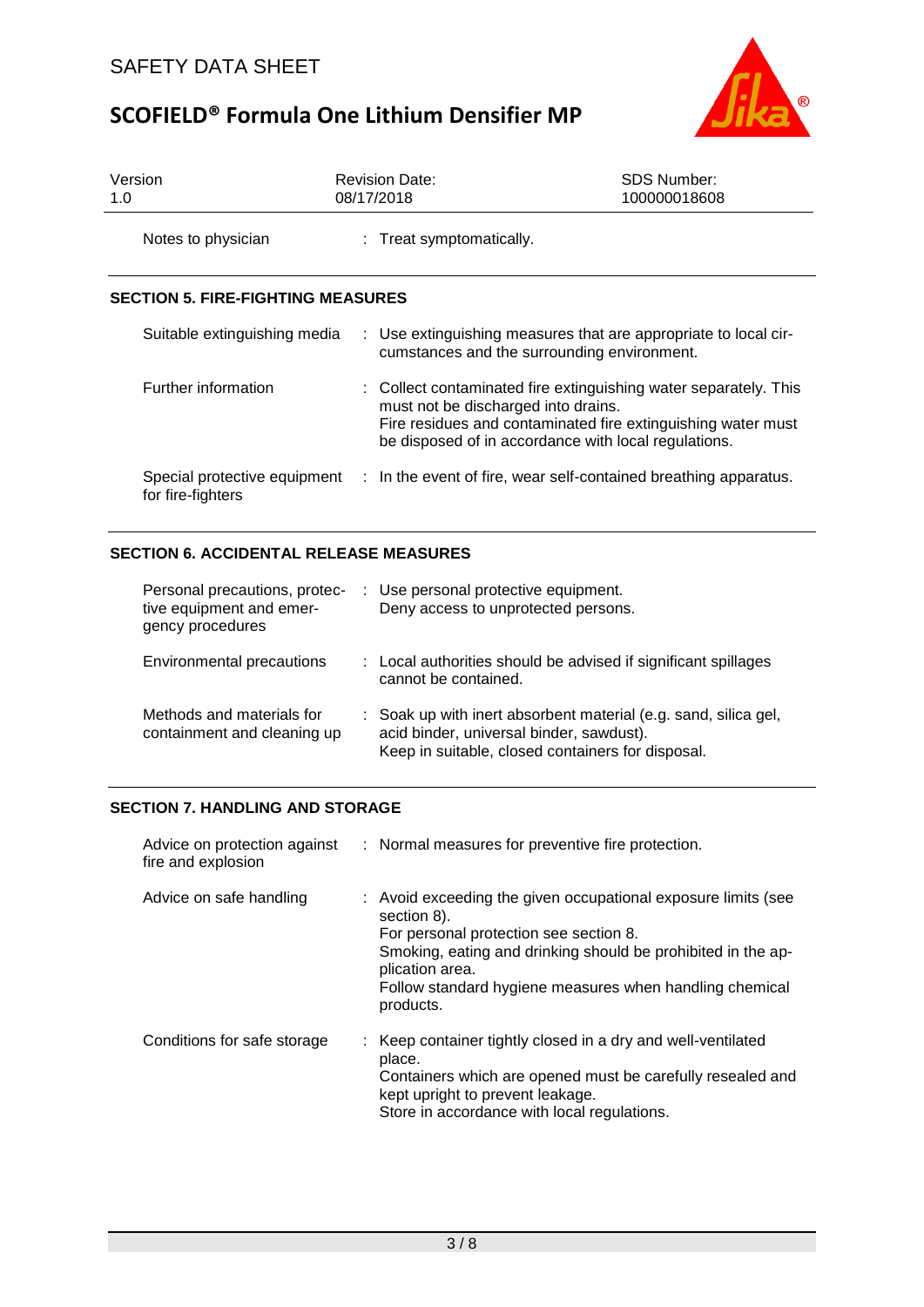| | |
|---|---|
| Notes to physician | : Treat symptomatically. |

## SECTION 5. FIRE-FIGHTING MEASURES

| | |
|---|---|
| Suitable extinguishing media | : Use extinguishing measures that are appropriate to local circumstances and the surrounding environment. |
| Further information | : Collect contaminated fire extinguishing water separately. This must not be discharged into drains. Fire residues and contaminated fire extinguishing water must be disposed of in accordance with local regulations. |
| Special protective equipment for fire-fighters | : In the event of fire, wear self-contained breathing apparatus. |

## SECTION 6. ACCIDENTAL RELEASE MEASURES

| | |
|---|---|
| Personal precautions, protective equipment and emergency procedures | : Use personal protective equipment. Deny access to unprotected persons. |
| Environmental precautions | : Local authorities should be advised if significant spillages cannot be contained. |
| Methods and materials for containment and cleaning up | : Soak up with inert absorbent material (e.g. sand, silica gel, acid binder, universal binder, sawdust). Keep in suitable, closed containers for disposal. |

## SECTION 7. HANDLING AND STORAGE

| | |
|---|---|
| Advice on protection against fire and explosion | : Normal measures for preventive fire protection. |
| Advice on safe handling | : Avoid exceeding the given occupational exposure limits (see section 8). For personal protection see section 8. Smoking, eating and drinking should be prohibited in the application area. Follow standard hygiene measures when handling chemical products. |
| Conditions for safe storage | : Keep container tightly closed in a dry and well-ventilated place. Containers which are opened must be carefully resealed and kept upright to prevent leakage. Store in accordance with local regulations. |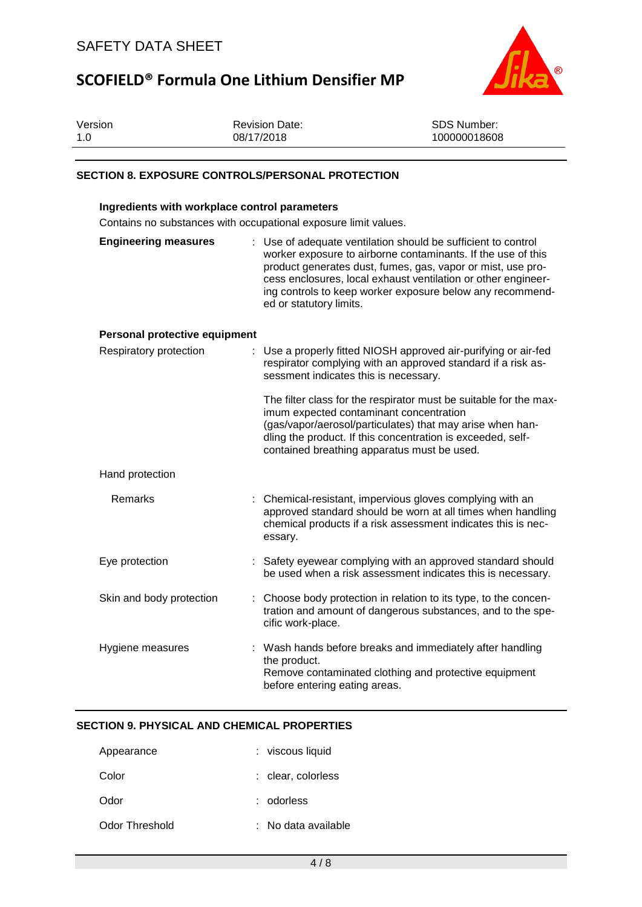## SECTION 8. EXPOSURE CONTROLS/PERSONAL PROTECTION

### Ingredients with workplace control parameters

Contains no substances with occupational exposure limit values.

**Engineering measures** : Use of adequate ventilation should be sufficient to control worker exposure to airborne contaminants. If the use of this product generates dust, fumes, gas, vapor or mist, use process enclosures, local exhaust ventilation or other engineering controls to keep worker exposure below any recommended or statutory limits.

### Personal protective equipment

Respiratory protection : Use a properly fitted NIOSH approved air-purifying or air-fed respirator complying with an approved standard if a risk assessment indicates this is necessary.

The filter class for the respirator must be suitable for the maximum expected contaminant concentration (gas/vapor/aerosol/particulates) that may arise when handling the product. If this concentration is exceeded, self-contained breathing apparatus must be used.

Hand protection

Remarks : Chemical-resistant, impervious gloves complying with an approved standard should be worn at all times when handling chemical products if a risk assessment indicates this is necessary.

Eye protection : Safety eyewear complying with an approved standard should be used when a risk assessment indicates this is necessary.

Skin and body protection : Choose body protection in relation to its type, to the concentration and amount of dangerous substances, and to the specific work-place.

Hygiene measures : Wash hands before breaks and immediately after handling the product.
Remove contaminated clothing and protective equipment before entering eating areas.

## SECTION 9. PHYSICAL AND CHEMICAL PROPERTIES

Appearance : viscous liquid

Color : clear, colorless

Odor : odorless

Odor Threshold : No data available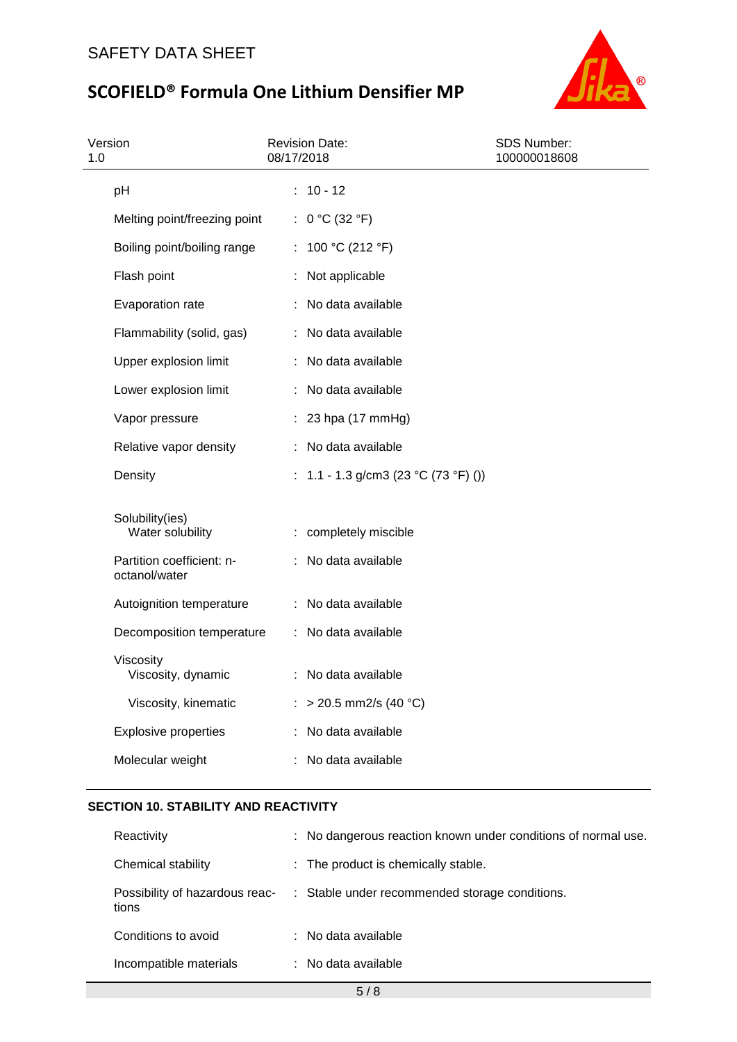| Property | Value |
|---|---|
| pH | 10 - 12 |
| Melting point/freezing point | 0 °C (32 °F) |
| Boiling point/boiling range | 100 °C (212 °F) |
| Flash point | Not applicable |
| Evaporation rate | No data available |
| Flammability (solid, gas) | No data available |
| Upper explosion limit | No data available |
| Lower explosion limit | No data available |
| Vapor pressure | 23 hpa (17 mmHg) |
| Relative vapor density | No data available |
| Density | 1.1 - 1.3 g/cm3 (23 °C (73 °F) ()) |
| Solubility(ies) | |
| Water solubility | completely miscible |
| Partition coefficient: n-octanol/water | No data available |
| Autoignition temperature | No data available |
| Decomposition temperature | No data available |
| Viscosity | |
| Viscosity, dynamic | No data available |
| Viscosity, kinematic | > 20.5 mm2/s (40 °C) |
| Explosive properties | No data available |
| Molecular weight | No data available |

## SECTION 10. STABILITY AND REACTIVITY

| Property | Value |
|---|---|
| Reactivity | No dangerous reaction known under conditions of normal use. |
| Chemical stability | The product is chemically stable. |
| Possibility of hazardous reactions | Stable under recommended storage conditions. |
| Conditions to avoid | No data available |
| Incompatible materials | No data available |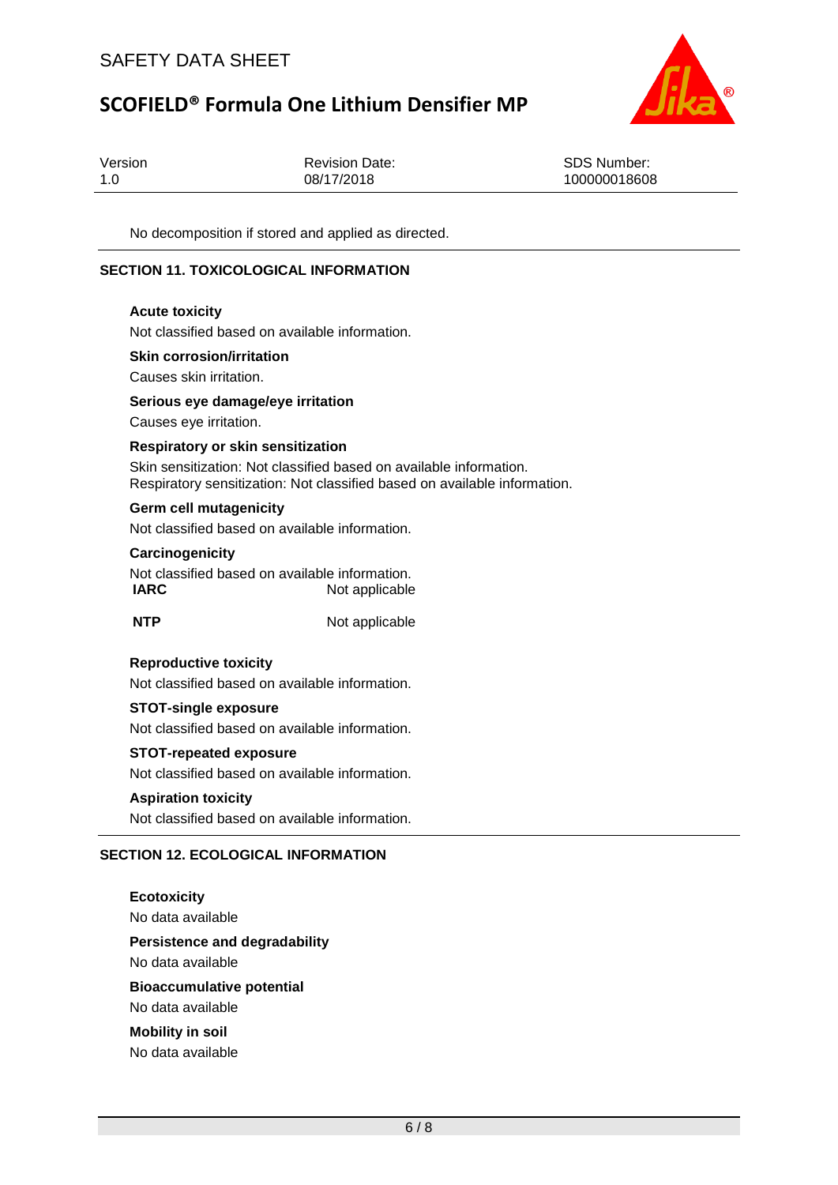No decomposition if stored and applied as directed.

## SECTION 11. TOXICOLOGICAL INFORMATION

**Acute toxicity**

Not classified based on available information.

**Skin corrosion/irritation**

Causes skin irritation.

**Serious eye damage/eye irritation**

Causes eye irritation.

**Respiratory or skin sensitization**

Skin sensitization: Not classified based on available information.
Respiratory sensitization: Not classified based on available information.

**Germ cell mutagenicity**

Not classified based on available information.

**Carcinogenicity**

Not classified based on available information.

| | |
|---|---|
| **IARC** | Not applicable |
| **NTP** | Not applicable |

**Reproductive toxicity**

Not classified based on available information.

**STOT-single exposure**

Not classified based on available information.

**STOT-repeated exposure**

Not classified based on available information.

**Aspiration toxicity**

Not classified based on available information.

## SECTION 12. ECOLOGICAL INFORMATION

**Ecotoxicity**

No data available

**Persistence and degradability**

No data available

**Bioaccumulative potential**

No data available

**Mobility in soil**

No data available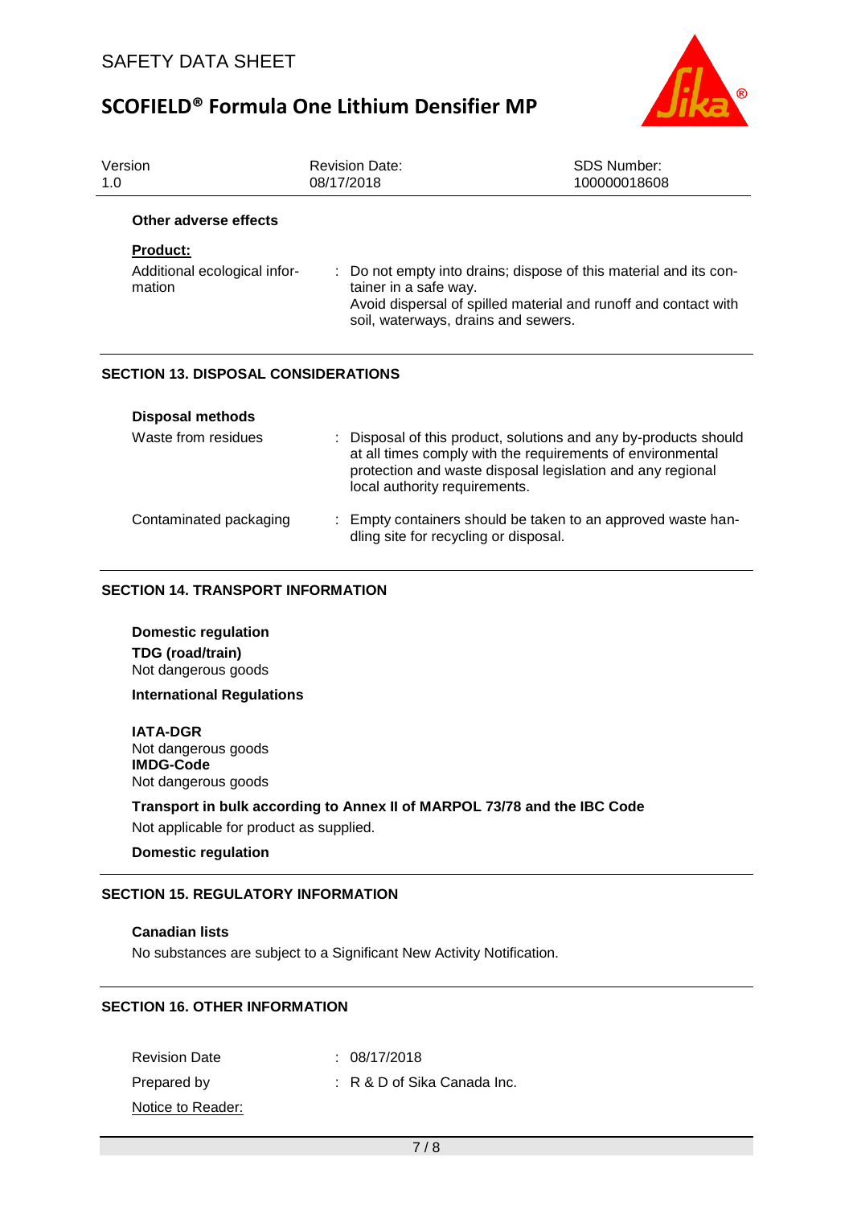**Other adverse effects**

**Product:**

| | |
|---|---|
| Additional ecological information | : Do not empty into drains; dispose of this material and its container in a safe way. Avoid dispersal of spilled material and runoff and contact with soil, waterways, drains and sewers. |

## SECTION 13. DISPOSAL CONSIDERATIONS

**Disposal methods**

| | |
|---|---|
| Waste from residues | : Disposal of this product, solutions and any by-products should at all times comply with the requirements of environmental protection and waste disposal legislation and any regional local authority requirements. |
| Contaminated packaging | : Empty containers should be taken to an approved waste handling site for recycling or disposal. |

## SECTION 14. TRANSPORT INFORMATION

**Domestic regulation**

**TDG (road/train)**
Not dangerous goods

**International Regulations**

**IATA-DGR**
Not dangerous goods
**IMDG-Code**
Not dangerous goods

**Transport in bulk according to Annex II of MARPOL 73/78 and the IBC Code**
Not applicable for product as supplied.

**Domestic regulation**

## SECTION 15. REGULATORY INFORMATION

**Canadian lists**
No substances are subject to a Significant New Activity Notification.

## SECTION 16. OTHER INFORMATION

| | |
|---|---|
| Revision Date | : 08/17/2018 |
| Prepared by | : R & D of Sika Canada Inc. |

Notice to Reader: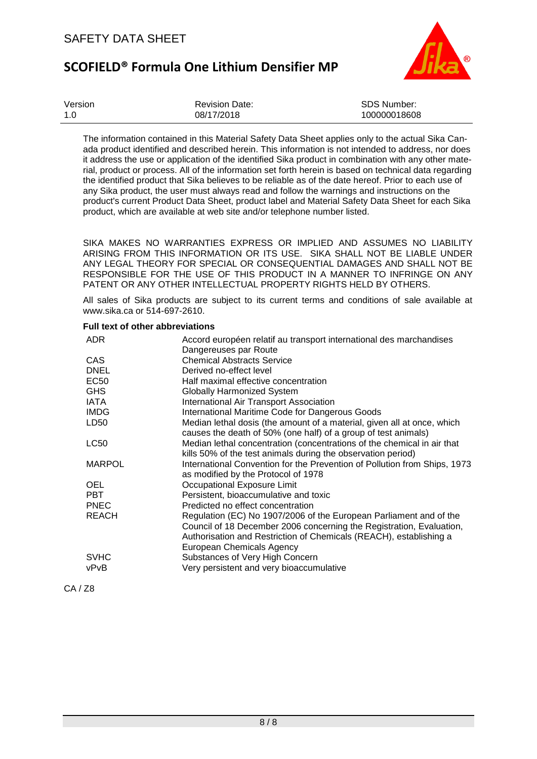The information contained in this Material Safety Data Sheet applies only to the actual Sika Canada product identified and described herein. This information is not intended to address, nor does it address the use or application of the identified Sika product in combination with any other material, product or process. All of the information set forth herein is based on technical data regarding the identified product that Sika believes to be reliable as of the date hereof. Prior to each use of any Sika product, the user must always read and follow the warnings and instructions on the product's current Product Data Sheet, product label and Material Safety Data Sheet for each Sika product, which are available at web site and/or telephone number listed.

SIKA MAKES NO WARRANTIES EXPRESS OR IMPLIED AND ASSUMES NO LIABILITY ARISING FROM THIS INFORMATION OR ITS USE. SIKA SHALL NOT BE LIABLE UNDER ANY LEGAL THEORY FOR SPECIAL OR CONSEQUENTIAL DAMAGES AND SHALL NOT BE RESPONSIBLE FOR THE USE OF THIS PRODUCT IN A MANNER TO INFRINGE ON ANY PATENT OR ANY OTHER INTELLECTUAL PROPERTY RIGHTS HELD BY OTHERS.

All sales of Sika products are subject to its current terms and conditions of sale available at www.sika.ca or 514-697-2610.

**Full text of other abbreviations**

| | |
|---|---|
| ADR | Accord européen relatif au transport international des marchandises Dangereuses par Route |
| CAS | Chemical Abstracts Service |
| DNEL | Derived no-effect level |
| EC50 | Half maximal effective concentration |
| GHS | Globally Harmonized System |
| IATA | International Air Transport Association |
| IMDG | International Maritime Code for Dangerous Goods |
| LD50 | Median lethal dosis (the amount of a material, given all at once, which causes the death of 50% (one half) of a group of test animals) |
| LC50 | Median lethal concentration (concentrations of the chemical in air that kills 50% of the test animals during the observation period) |
| MARPOL | International Convention for the Prevention of Pollution from Ships, 1973 as modified by the Protocol of 1978 |
| OEL | Occupational Exposure Limit |
| PBT | Persistent, bioaccumulative and toxic |
| PNEC | Predicted no effect concentration |
| REACH | Regulation (EC) No 1907/2006 of the European Parliament and of the Council of 18 December 2006 concerning the Registration, Evaluation, Authorisation and Restriction of Chemicals (REACH), establishing a European Chemicals Agency |
| SVHC | Substances of Very High Concern |
| vPvB | Very persistent and very bioaccumulative |

CA / Z8